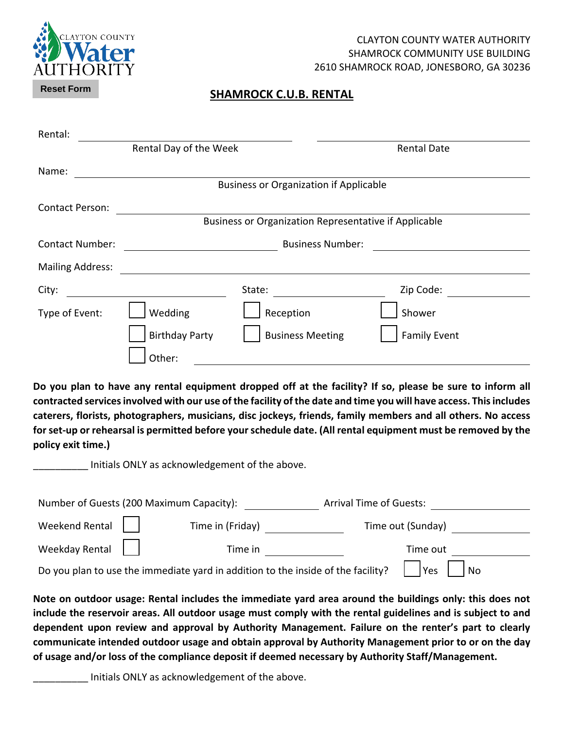CLAYTON COUNTY WATER AUTHORITY
SHAMROCK COMMUNITY USE BUILDING
2610 SHAMROCK ROAD, JONESBORO, GA 30236

Reset Form

## SHAMROCK C.U.B. RENTAL

Rental: ______________________ ______________________
Rental Day of the Week Rental Date

Name: ______________________
Business or Organization if Applicable

Contact Person: ______________________
Business or Organization Representative if Applicable

Contact Number: ______________ Business Number: ______________

Mailing Address: ______________________

City: ______________ State: ______________ Zip Code: ______________

Type of Event:
- ☐ Wedding
- ☐ Reception
- ☐ Shower
- ☐ Birthday Party
- ☐ Business Meeting
- ☐ Family Event
- ☐ Other: ______________________

**Do you plan to have any rental equipment dropped off at the facility? If so, please be sure to inform all contracted services involved with our use of the facility of the date and time you will have access. This includes caterers, florists, photographers, musicians, disc jockeys, friends, family members and all others. No access for set-up or rehearsal is permitted before your schedule date. (All rental equipment must be removed by the policy exit time.)**

__________ Initials ONLY as acknowledgement of the above.

Number of Guests (200 Maximum Capacity): ______________ Arrival Time of Guests: ______________

Weekend Rental ☐ Time in (Friday) ______________ Time out (Sunday) ______________

Weekday Rental ☐ Time in ______________ Time out ______________

Do you plan to use the immediate yard in addition to the inside of the facility? ☐ Yes ☐ No

**Note on outdoor usage: Rental includes the immediate yard area around the buildings only: this does not include the reservoir areas. All outdoor usage must comply with the rental guidelines and is subject to and dependent upon review and approval by Authority Management. Failure on the renter's part to clearly communicate intended outdoor usage and obtain approval by Authority Management prior to or on the day of usage and/or loss of the compliance deposit if deemed necessary by Authority Staff/Management.**

__________ Initials ONLY as acknowledgement of the above.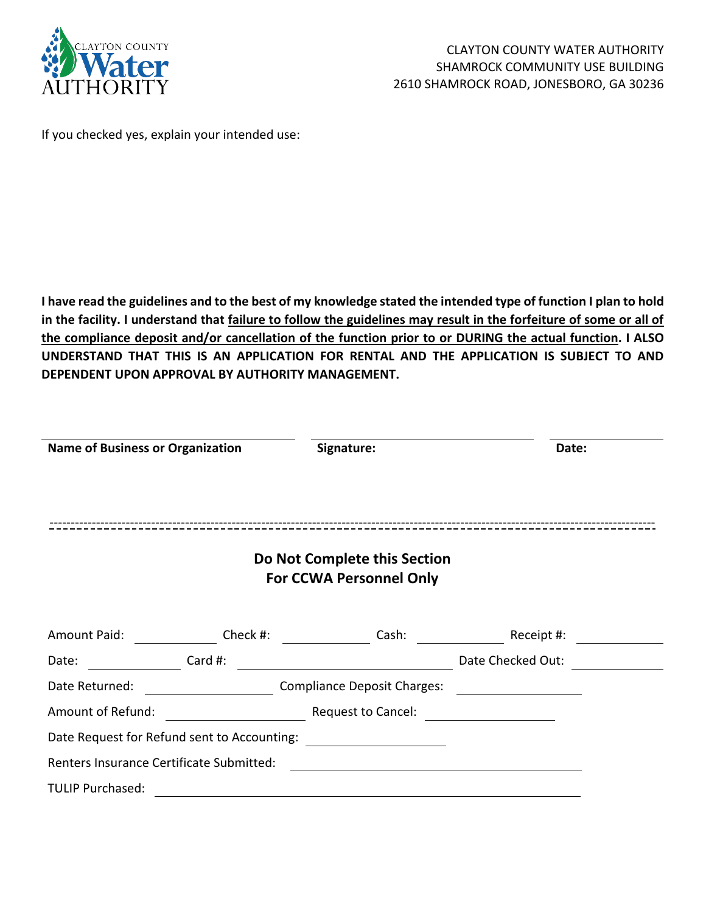CLAYTON COUNTY WATER AUTHORITY
SHAMROCK COMMUNITY USE BUILDING
2610 SHAMROCK ROAD, JONESBORO, GA 30236

If you checked yes, explain your intended use:

**I have read the guidelines and to the best of my knowledge stated the intended type of function I plan to hold in the facility. I understand that <u>failure to follow the guidelines may result in the forfeiture of some or all of the compliance deposit and/or cancellation of the function prior to or DURING the actual function</u>. I ALSO UNDERSTAND THAT THIS IS AN APPLICATION FOR RENTAL AND THE APPLICATION IS SUBJECT TO AND DEPENDENT UPON APPROVAL BY AUTHORITY MANAGEMENT.**

| **Name of Business or Organization** | **Signature:** | **Date:** |
|---|---|---|
| | | |

---

## Do Not Complete this Section
## For CCWA Personnel Only

Amount Paid: ______ Check #: ______ Cash: ______ Receipt #: ______

Date: ______ Card #: ______ Date Checked Out: ______

Date Returned: ______ Compliance Deposit Charges: ______

Amount of Refund: ______ Request to Cancel: ______

Date Request for Refund sent to Accounting: ______

Renters Insurance Certificate Submitted: ______

TULIP Purchased: ______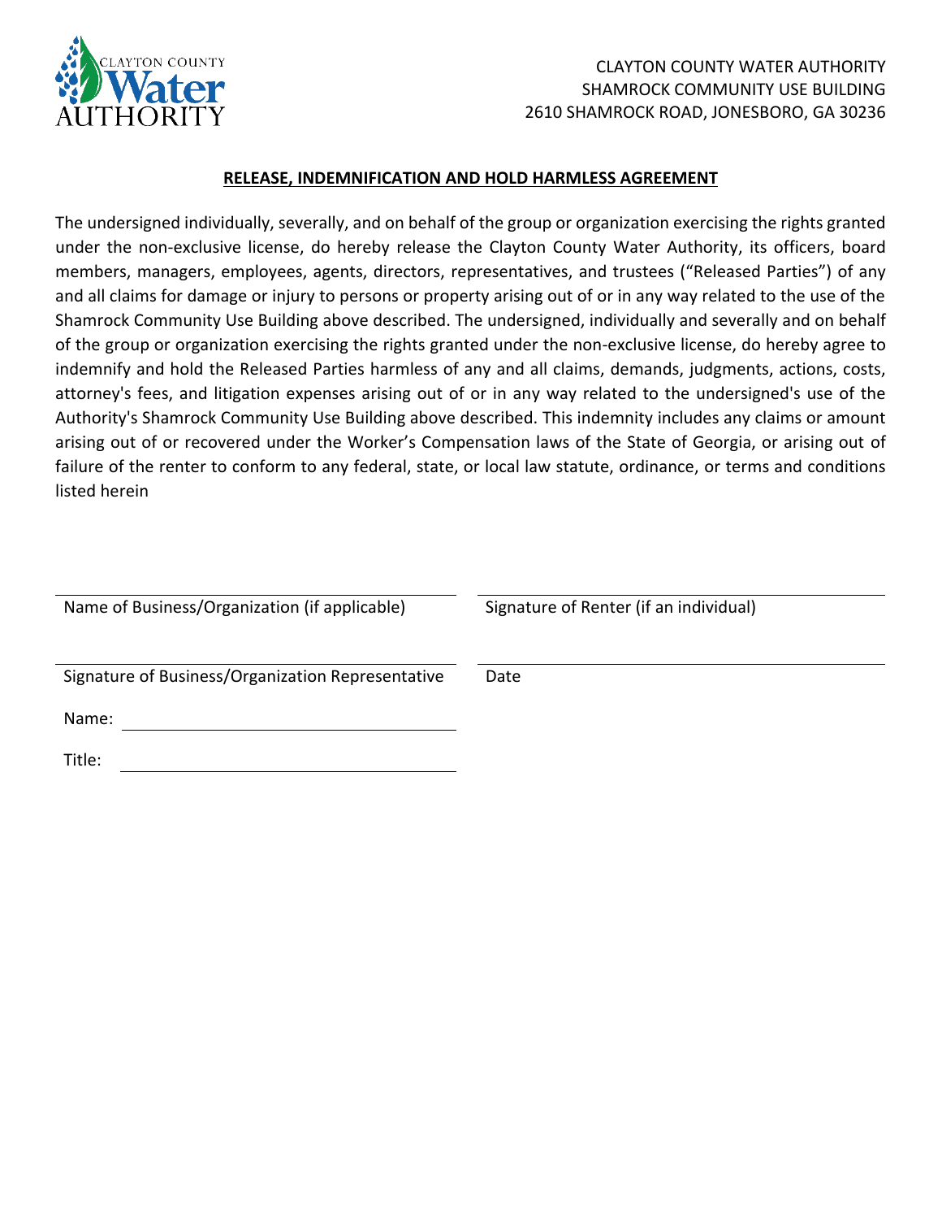CLAYTON COUNTY WATER AUTHORITY
SHAMROCK COMMUNITY USE BUILDING
2610 SHAMROCK ROAD, JONESBORO, GA 30236

## **RELEASE, INDEMNIFICATION AND HOLD HARMLESS AGREEMENT**

The undersigned individually, severally, and on behalf of the group or organization exercising the rights granted under the non-exclusive license, do hereby release the Clayton County Water Authority, its officers, board members, managers, employees, agents, directors, representatives, and trustees ("Released Parties") of any and all claims for damage or injury to persons or property arising out of or in any way related to the use of the Shamrock Community Use Building above described. The undersigned, individually and severally and on behalf of the group or organization exercising the rights granted under the non-exclusive license, do hereby agree to indemnify and hold the Released Parties harmless of any and all claims, demands, judgments, actions, costs, attorney's fees, and litigation expenses arising out of or in any way related to the undersigned's use of the Authority's Shamrock Community Use Building above described. This indemnity includes any claims or amount arising out of or recovered under the Worker's Compensation laws of the State of Georgia, or arising out of failure of the renter to conform to any federal, state, or local law statute, ordinance, or terms and conditions listed herein

______________________________
Name of Business/Organization (if applicable)

______________________________
Signature of Renter (if an individual)

______________________________
Signature of Business/Organization Representative

______________________________
Date

Name: ______________________________

Title: ______________________________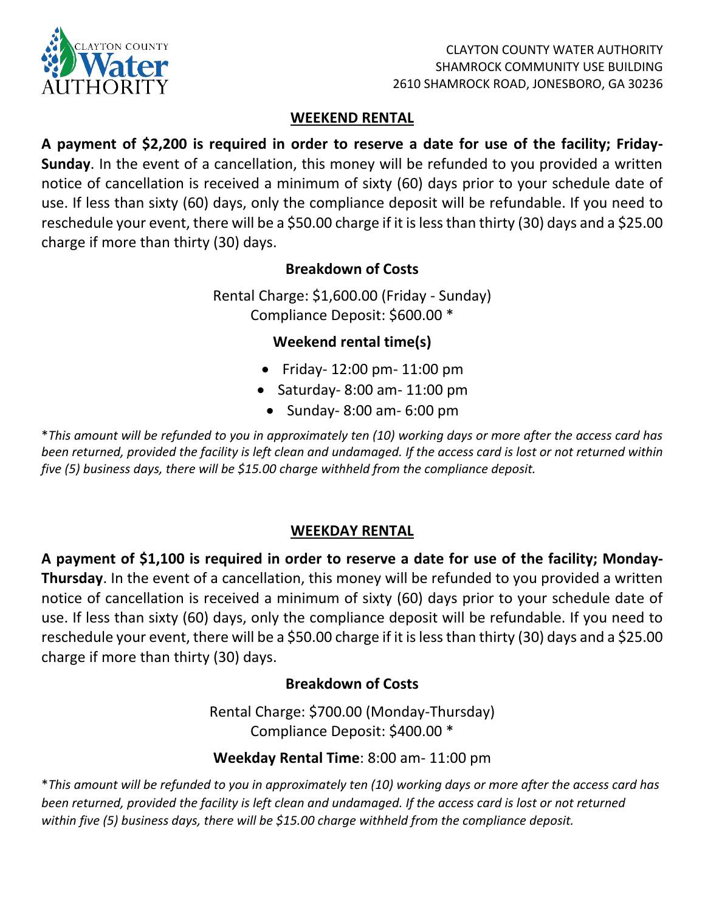CLAYTON COUNTY WATER AUTHORITY
SHAMROCK COMMUNITY USE BUILDING
2610 SHAMROCK ROAD, JONESBORO, GA 30236

## WEEKEND RENTAL

**A payment of $2,200 is required in order to reserve a date for use of the facility; Friday-Sunday**. In the event of a cancellation, this money will be refunded to you provided a written notice of cancellation is received a minimum of sixty (60) days prior to your schedule date of use. If less than sixty (60) days, only the compliance deposit will be refundable. If you need to reschedule your event, there will be a $50.00 charge if it is less than thirty (30) days and a $25.00 charge if more than thirty (30) days.

### Breakdown of Costs

Rental Charge: $1,600.00 (Friday - Sunday)
Compliance Deposit: $600.00 *

### Weekend rental time(s)

- Friday- 12:00 pm- 11:00 pm
- Saturday- 8:00 am- 11:00 pm
- Sunday- 8:00 am- 6:00 pm

**This amount will be refunded to you in approximately ten (10) working days or more after the access card has been returned, provided the facility is left clean and undamaged. If the access card is lost or not returned within five (5) business days, there will be $15.00 charge withheld from the compliance deposit.*

## WEEKDAY RENTAL

**A payment of $1,100 is required in order to reserve a date for use of the facility; Monday-Thursday**. In the event of a cancellation, this money will be refunded to you provided a written notice of cancellation is received a minimum of sixty (60) days prior to your schedule date of use. If less than sixty (60) days, only the compliance deposit will be refundable. If you need to reschedule your event, there will be a $50.00 charge if it is less than thirty (30) days and a $25.00 charge if more than thirty (30) days.

### Breakdown of Costs

Rental Charge: $700.00 (Monday-Thursday)
Compliance Deposit: $400.00 *

**Weekday Rental Time**: 8:00 am- 11:00 pm

**This amount will be refunded to you in approximately ten (10) working days or more after the access card has been returned, provided the facility is left clean and undamaged. If the access card is lost or not returned within five (5) business days, there will be $15.00 charge withheld from the compliance deposit.*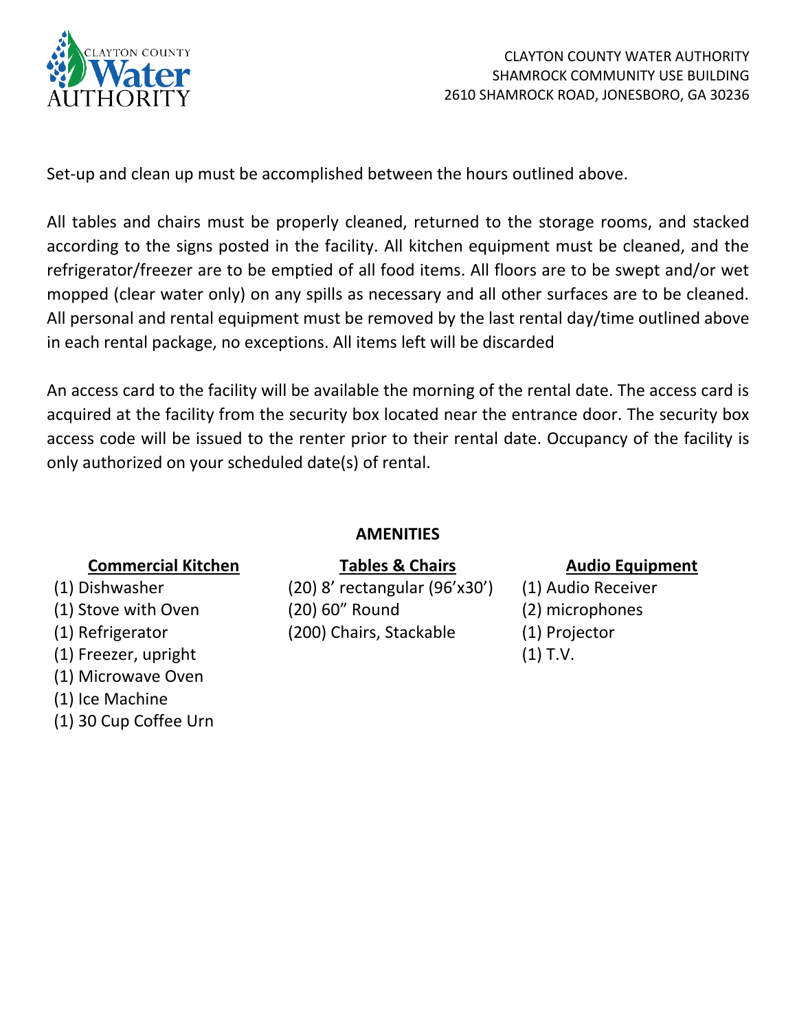Set-up and clean up must be accomplished between the hours outlined above.

All tables and chairs must be properly cleaned, returned to the storage rooms, and stacked according to the signs posted in the facility. All kitchen equipment must be cleaned, and the refrigerator/freezer are to be emptied of all food items. All floors are to be swept and/or wet mopped (clear water only) on any spills as necessary and all other surfaces are to be cleaned. All personal and rental equipment must be removed by the last rental day/time outlined above in each rental package, no exceptions. All items left will be discarded

An access card to the facility will be available the morning of the rental date. The access card is acquired at the facility from the security box located near the entrance door. The security box access code will be issued to the renter prior to their rental date. Occupancy of the facility is only authorized on your scheduled date(s) of rental.

## AMENITIES

**Commercial Kitchen**

- (1) Dishwasher
- (1) Stove with Oven
- (1) Refrigerator
- (1) Freezer, upright
- (1) Microwave Oven
- (1) Ice Machine
- (1) 30 Cup Coffee Urn

**Tables & Chairs**

- (20) 8’ rectangular (96’x30’)
- (20) 60” Round
- (200) Chairs, Stackable

**Audio Equipment**

- (1) Audio Receiver
- (2) microphones
- (1) Projector
- (1) T.V.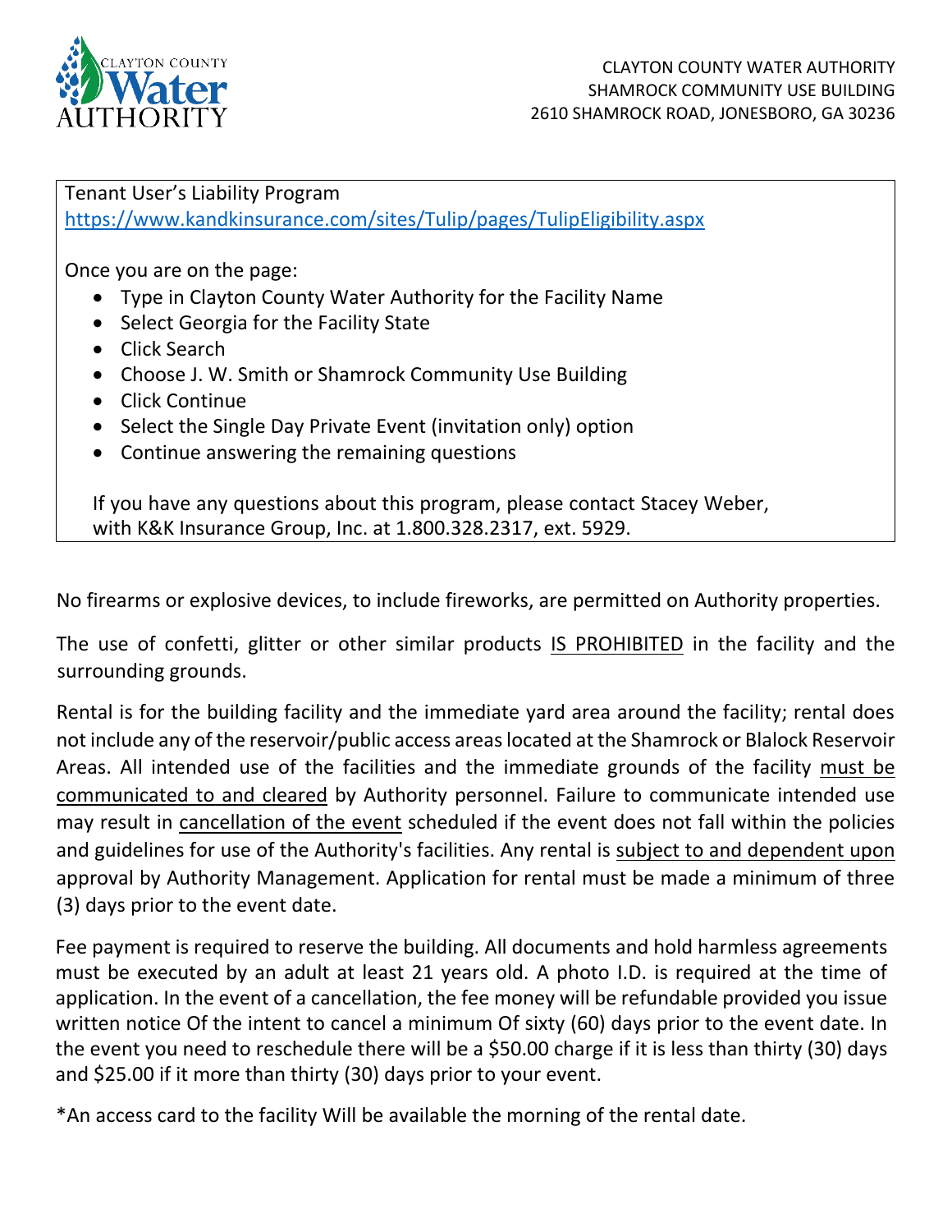CLAYTON COUNTY WATER AUTHORITY
SHAMROCK COMMUNITY USE BUILDING
2610 SHAMROCK ROAD, JONESBORO, GA 30236

Tenant User's Liability Program
https://www.kandkinsurance.com/sites/Tulip/pages/TulipEligibility.aspx

Once you are on the page:

- Type in Clayton County Water Authority for the Facility Name
- Select Georgia for the Facility State
- Click Search
- Choose J. W. Smith or Shamrock Community Use Building
- Click Continue
- Select the Single Day Private Event (invitation only) option
- Continue answering the remaining questions

If you have any questions about this program, please contact Stacey Weber, with K&K Insurance Group, Inc. at 1.800.328.2317, ext. 5929.

No firearms or explosive devices, to include fireworks, are permitted on Authority properties.

The use of confetti, glitter or other similar products IS PROHIBITED in the facility and the surrounding grounds.

Rental is for the building facility and the immediate yard area around the facility; rental does not include any of the reservoir/public access areas located at the Shamrock or Blalock Reservoir Areas. All intended use of the facilities and the immediate grounds of the facility must be communicated to and cleared by Authority personnel. Failure to communicate intended use may result in cancellation of the event scheduled if the event does not fall within the policies and guidelines for use of the Authority's facilities. Any rental is subject to and dependent upon approval by Authority Management. Application for rental must be made a minimum of three (3) days prior to the event date.

Fee payment is required to reserve the building. All documents and hold harmless agreements must be executed by an adult at least 21 years old. A photo I.D. is required at the time of application. In the event of a cancellation, the fee money will be refundable provided you issue written notice Of the intent to cancel a minimum Of sixty (60) days prior to the event date. In the event you need to reschedule there will be a $50.00 charge if it is less than thirty (30) days and $25.00 if it more than thirty (30) days prior to your event.

*An access card to the facility Will be available the morning of the rental date.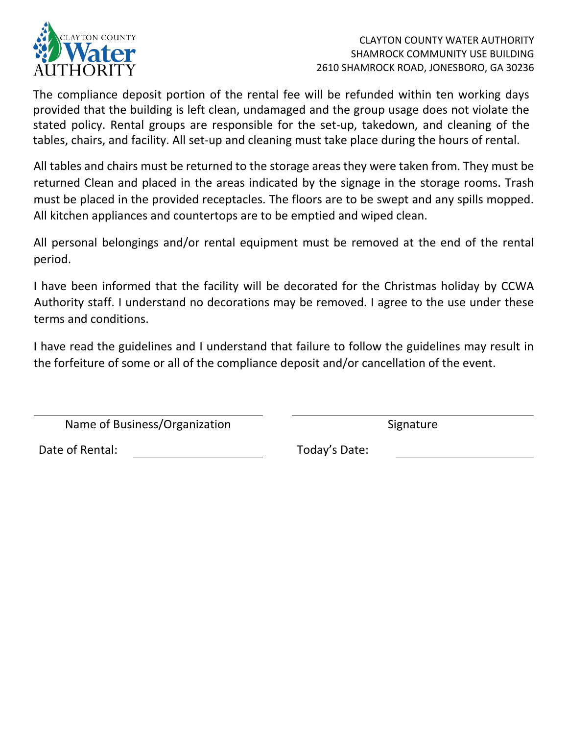CLAYTON COUNTY WATER AUTHORITY
SHAMROCK COMMUNITY USE BUILDING
2610 SHAMROCK ROAD, JONESBORO, GA 30236

The compliance deposit portion of the rental fee will be refunded within ten working days provided that the building is left clean, undamaged and the group usage does not violate the stated policy. Rental groups are responsible for the set-up, takedown, and cleaning of the tables, chairs, and facility. All set-up and cleaning must take place during the hours of rental.

All tables and chairs must be returned to the storage areas they were taken from. They must be returned Clean and placed in the areas indicated by the signage in the storage rooms. Trash must be placed in the provided receptacles. The floors are to be swept and any spills mopped. All kitchen appliances and countertops are to be emptied and wiped clean.

All personal belongings and/or rental equipment must be removed at the end of the rental period.

I have been informed that the facility will be decorated for the Christmas holiday by CCWA Authority staff. I understand no decorations may be removed. I agree to the use under these terms and conditions.

I have read the guidelines and I understand that failure to follow the guidelines may result in the forfeiture of some or all of the compliance deposit and/or cancellation of the event.

_______________________________ &nbsp;&nbsp;&nbsp;&nbsp; _______________________________

Name of Business/Organization &nbsp;&nbsp;&nbsp;&nbsp; Signature

Date of Rental: _______________ &nbsp;&nbsp;&nbsp;&nbsp; Today's Date: _______________